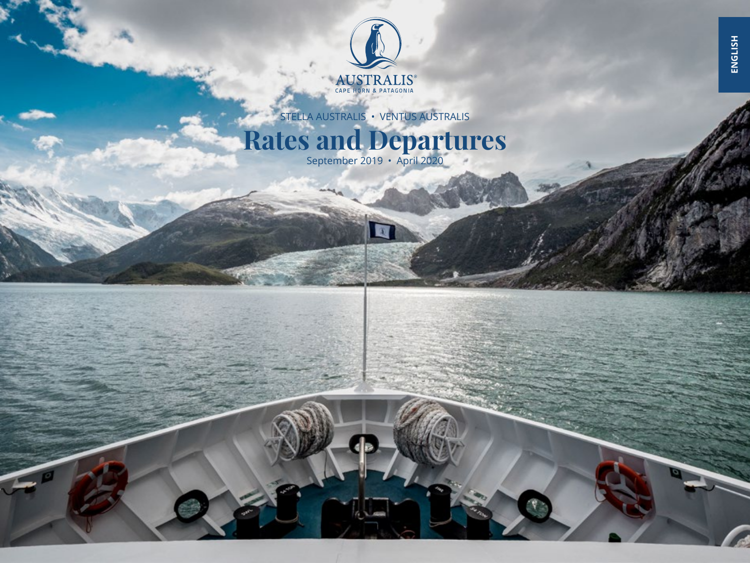AUSTRALIS®

CAPE HORN & PATAGONIA

ENGLISH

STELLA AUSTRALIS • VENTUS AUSTRALIS

# Rates and Departures

September 2019 • April 2020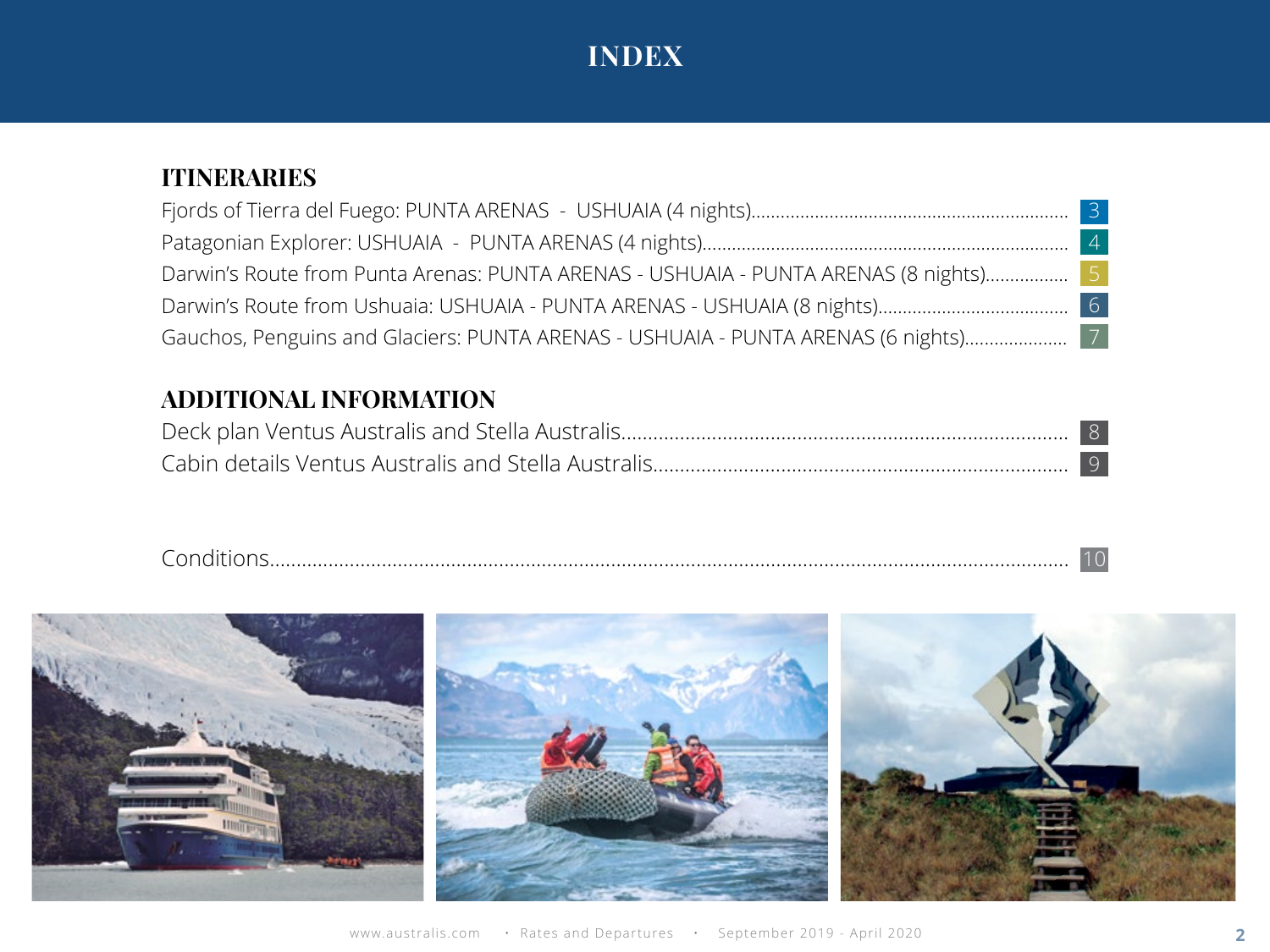# INDEX

## ITINERARIES

Fjords of Tierra del Fuego: PUNTA ARENAS - USHUAIA (4 nights)........ 3

Patagonian Explorer: USHUAIA - PUNTA ARENAS (4 nights)........ 4

Darwin's Route from Punta Arenas: PUNTA ARENAS - USHUAIA - PUNTA ARENAS (8 nights)........ 5

Darwin's Route from Ushuaia: USHUAIA - PUNTA ARENAS - USHUAIA (8 nights)........ 6

Gauchos, Penguins and Glaciers: PUNTA ARENAS - USHUAIA - PUNTA ARENAS (6 nights)........ 7

## ADDITIONAL INFORMATION

Deck plan Ventus Australis and Stella Australis........ 8

Cabin details Ventus Australis and Stella Australis........ 9

Conditions........ 10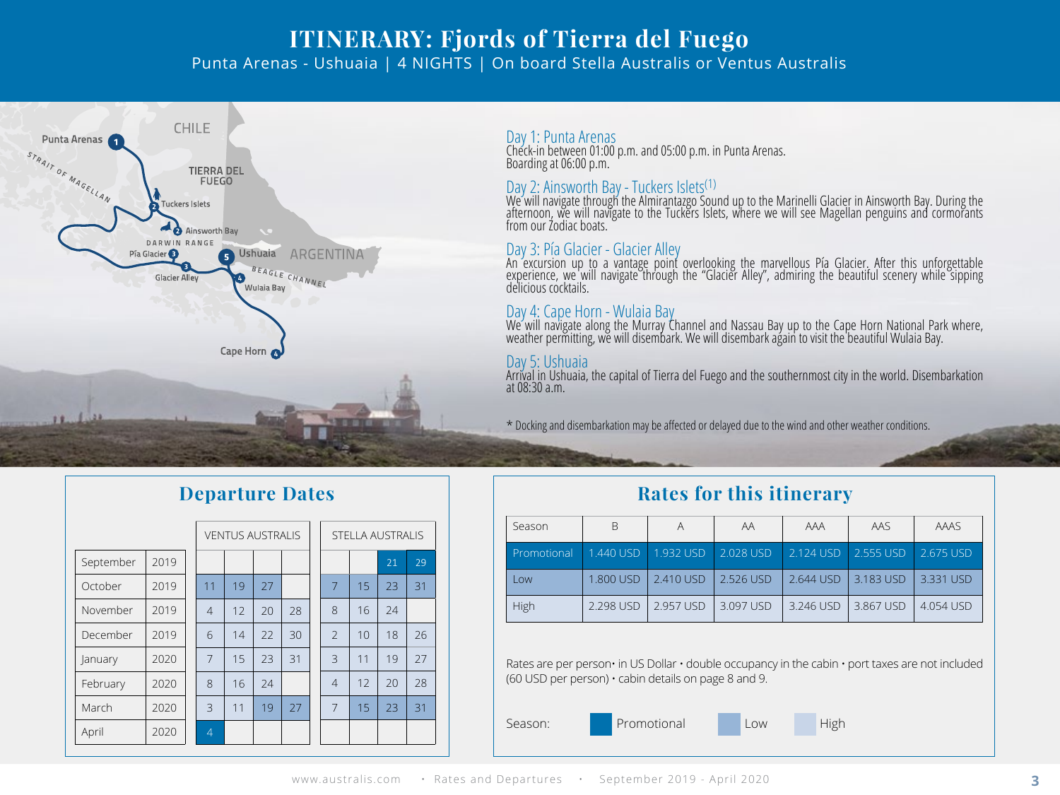# ITINERARY: Fjords of Tierra del Fuego

Punta Arenas - Ushuaia | 4 NIGHTS | On board Stella Australis or Ventus Australis

### Day 1: Punta Arenas

Check-in between 01:00 p.m. and 05:00 p.m. in Punta Arenas.
Boarding at 06:00 p.m.

### Day 2: Ainsworth Bay - Tuckers Islets[1]

We will navigate through the Almirantazgo Sound up to the Marinelli Glacier in Ainsworth Bay. During the afternoon, we will navigate to the Tuckers Islets, where we will see Magellan penguins and cormorants from our Zodiac boats.

### Day 3: Pía Glacier - Glacier Alley

An excursion up to a vantage point overlooking the marvellous Pía Glacier. After this unforgettable experience, we will navigate through the "Glacier Alley", admiring the beautiful scenery while sipping delicious cocktails.

### Day 4: Cape Horn - Wulaia Bay

We will navigate along the Murray Channel and Nassau Bay up to the Cape Horn National Park where, weather permitting, we will disembark. We will disembark again to visit the beautiful Wulaia Bay.

### Day 5: Ushuaia

Arrival in Ushuaia, the capital of Tierra del Fuego and the southernmost city in the world. Disembarkation at 08:30 a.m.

* Docking and disembarkation may be affected or delayed due to the wind and other weather conditions.

## Departure Dates

| Month | Year | VENTUS AUSTRALIS | | | | STELLA AUSTRALIS | | | |
|---|---|---|---|---|---|---|---|---|---|
| September | 2019 | | | | | | | 21 | 29 |
| October | 2019 | 11 | 19 | 27 | | 7 | 15 | 23 | 31 |
| November | 2019 | 4 | 12 | 20 | 28 | 8 | 16 | 24 | |
| December | 2019 | 6 | 14 | 22 | 30 | 2 | 10 | 18 | 26 |
| January | 2020 | 7 | 15 | 23 | 31 | 3 | 11 | 19 | 27 |
| February | 2020 | 8 | 16 | 24 | | 4 | 12 | 20 | 28 |
| March | 2020 | 3 | 11 | 19 | 27 | 7 | 15 | 23 | 31 |
| April | 2020 | 4 | | | | | | | |

## Rates for this itinerary

| Season | B | A | AA | AAA | AAS | AAAS |
|---|---|---|---|---|---|---|
| Promotional | 1.440 USD | 1.932 USD | 2.028 USD | 2.124 USD | 2.555 USD | 2.675 USD |
| Low | 1.800 USD | 2.410 USD | 2.526 USD | 2.644 USD | 3.183 USD | 3.331 USD |
| High | 2.298 USD | 2.957 USD | 3.097 USD | 3.246 USD | 3.867 USD | 4.054 USD |

Rates are per person• in US Dollar • double occupancy in the cabin • port taxes are not included (60 USD per person) • cabin details on page 8 and 9.

Season: Promotional | Low | High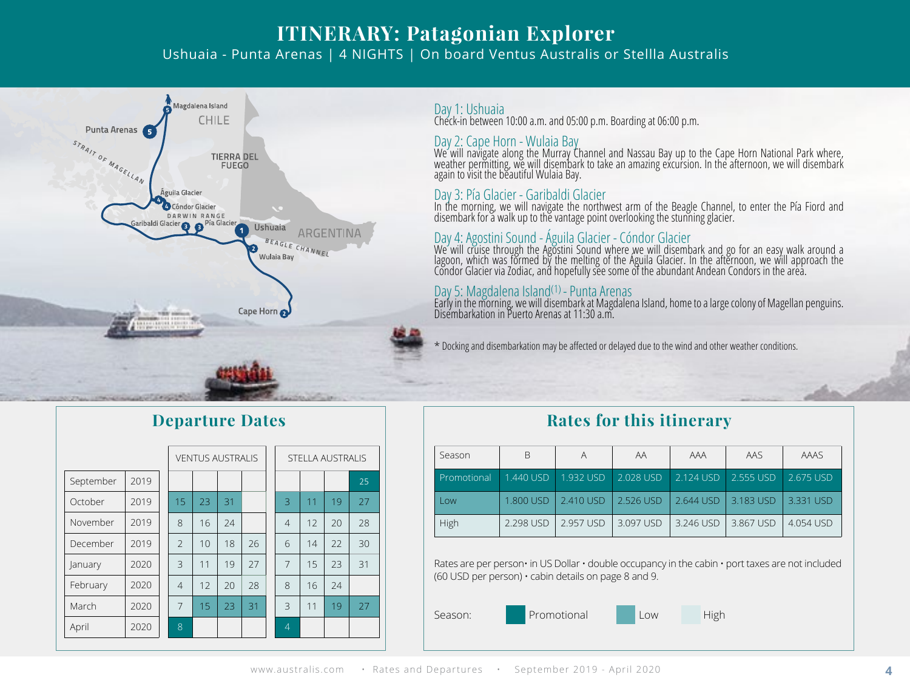# ITINERARY: Patagonian Explorer

Ushuaia - Punta Arenas | 4 NIGHTS | On board Ventus Australis or Stellla Australis

**Day 1: Ushuaia**
Check-in between 10:00 a.m. and 05:00 p.m. Boarding at 06:00 p.m.

**Day 2: Cape Horn - Wulaia Bay**
We will navigate along the Murray Channel and Nassau Bay up to the Cape Horn National Park where, weather permitting, we will disembark to take an amazing excursion. In the afternoon, we will disembark again to visit the beautiful Wulaia Bay.

**Day 3: Pía Glacier - Garibaldi Glacier**
In the morning, we will navigate the northwest arm of the Beagle Channel, to enter the Pía Fiord and disembark for a walk up to the vantage point overlooking the stunning glacier.

**Day 4: Agostini Sound - Águila Glacier - Cóndor Glacier**
We will cruise through the Agostini Sound where we will disembark and go for an easy walk around a lagoon, which was formed by the melting of the Águila Glacier. In the afternoon, we will approach the Cóndor Glacier via Zodiac, and hopefully see some of the abundant Andean Condors in the area.

**Day 5: Magdalena Island[1] - Punta Arenas**
Early in the morning, we will disembark at Magdalena Island, home to a large colony of Magellan penguins. Disembarkation in Puerto Arenas at 11:30 a.m.

* Docking and disembarkation may be affected or delayed due to the wind and other weather conditions.

## Departure Dates

| Month | Year | VENTUS AUSTRALIS | | | | STELLA AUSTRALIS | | | |
|---|---|---|---|---|---|---|---|---|---|
| September | 2019 | | | | | | | | 25 |
| October | 2019 | 15 | 23 | 31 | | 3 | 11 | 19 | 27 |
| November | 2019 | 8 | 16 | 24 | | 4 | 12 | 20 | 28 |
| December | 2019 | 2 | 10 | 18 | 26 | 6 | 14 | 22 | 30 |
| January | 2020 | 3 | 11 | 19 | 27 | 7 | 15 | 23 | 31 |
| February | 2020 | 4 | 12 | 20 | 28 | 8 | 16 | 24 | |
| March | 2020 | 7 | 15 | 23 | 31 | 3 | 11 | 19 | 27 |
| April | 2020 | 8 | | | | 4 | | | |

## Rates for this itinerary

| Season | B | A | AA | AAA | AAS | AAAS |
|---|---|---|---|---|---|---|
| Promotional | 1.440 USD | 1.932 USD | 2.028 USD | 2.124 USD | 2.555 USD | 2.675 USD |
| Low | 1.800 USD | 2.410 USD | 2.526 USD | 2.644 USD | 3.183 USD | 3.331 USD |
| High | 2.298 USD | 2.957 USD | 3.097 USD | 3.246 USD | 3.867 USD | 4.054 USD |

Rates are per person• in US Dollar • double occupancy in the cabin • port taxes are not included (60 USD per person) • cabin details on page 8 and 9.

Season: Promotional | Low | High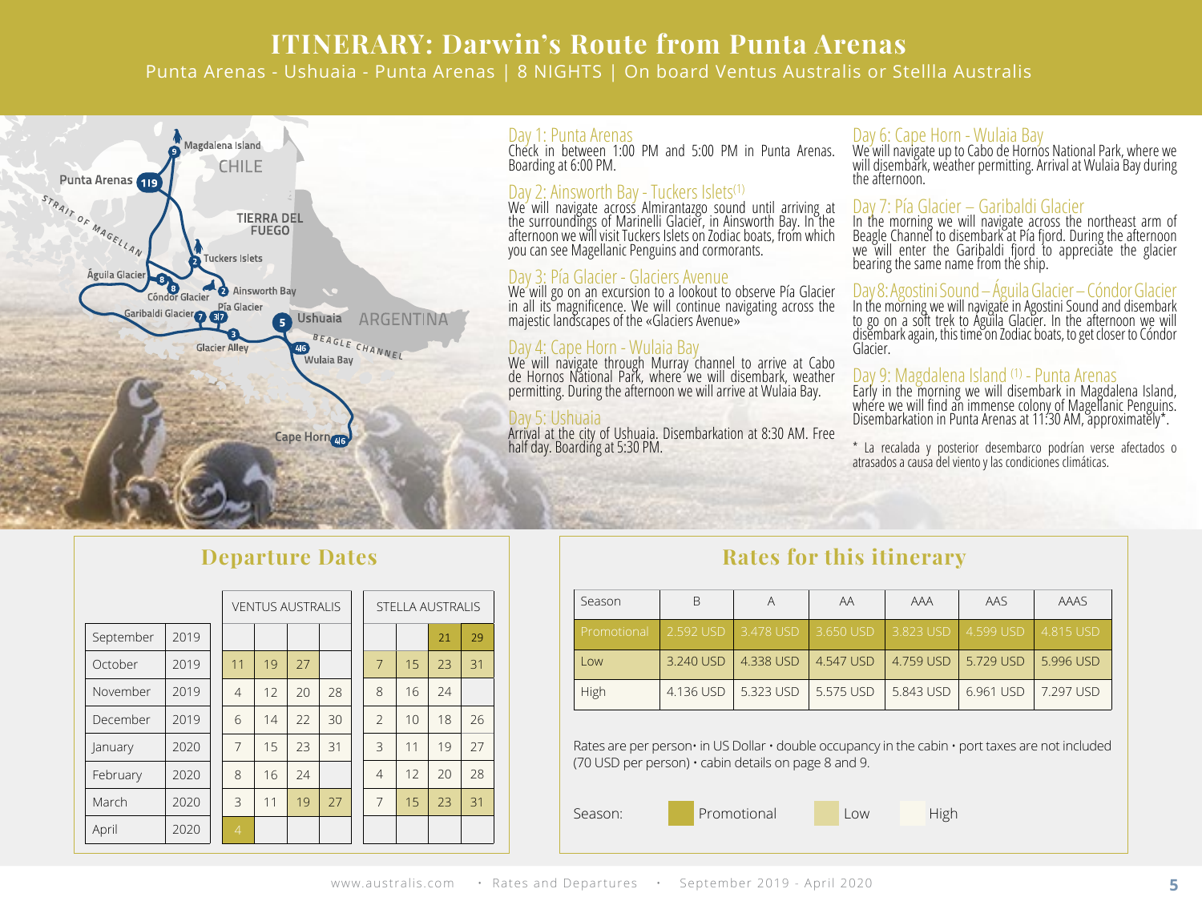# ITINERARY: Darwin's Route from Punta Arenas

Punta Arenas - Ushuaia - Punta Arenas | 8 NIGHTS | On board Ventus Australis or Stellla Australis

**Day 1: Punta Arenas**
Check in between 1:00 PM and 5:00 PM in Punta Arenas. Boarding at 6:00 PM.

**Day 2: Ainsworth Bay - Tuckers Islets[1]**
We will navigate across Almirantazgo sound until arriving at the surroundings of Marinelli Glacier, in Ainsworth Bay. In the afternoon we will visit Tuckers Islets on Zodiac boats, from which you can see Magellanic Penguins and cormorants.

**Day 3: Pía Glacier - Glaciers Avenue**
We will go on an excursion to a lookout to observe Pía Glacier in all its magnificence. We will continue navigating across the majestic landscapes of the «Glaciers Avenue»

**Day 4: Cape Horn - Wulaia Bay**
We will navigate through Murray channel to arrive at Cabo de Hornos National Park, where we will disembark, weather permitting. During the afternoon we will arrive at Wulaia Bay.

**Day 5: Ushuaia**
Arrival at the city of Ushuaia. Disembarkation at 8:30 AM. Free half day. Boarding at 5:30 PM.

**Day 6: Cape Horn - Wulaia Bay**
We will navigate up to Cabo de Hornos National Park, where we will disembark, weather permitting. Arrival at Wulaia Bay during the afternoon.

**Day 7: Pía Glacier – Garibaldi Glacier**
In the morning we will navigate across the northeast arm of Beagle Channel to disembark at Pía fjord. During the afternoon we will enter the Garibaldi fjord to appreciate the glacier bearing the same name from the ship.

**Day 8: Agostini Sound – Águila Glacier – Cóndor Glacier**
In the morning we will navigate in Agostini Sound and disembark to go on a soft trek to Águila Glacier. In the afternoon we will disembark again, this time on Zodiac boats, to get closer to Cóndor Glacier.

**Day 9: Magdalena Island [1] - Punta Arenas**
Early in the morning we will disembark in Magdalena Island, where we will find an immense colony of Magellanic Penguins. Disembarkation in Punta Arenas at 11:30 AM, approximately*.

* La recalada y posterior desembarco podrían verse afectados o atrasados a causa del viento y las condiciones climáticas.

## Departure Dates

| Month | Year | VENTUS AUSTRALIS | | | | STELLA AUSTRALIS | | | |
|---|---|---|---|---|---|---|---|---|---|
| September | 2019 | | | | | | | 21 | 29 |
| October | 2019 | 11 | 19 | 27 | | 7 | 15 | 23 | 31 |
| November | 2019 | 4 | 12 | 20 | 28 | 8 | 16 | 24 | |
| December | 2019 | 6 | 14 | 22 | 30 | 2 | 10 | 18 | 26 |
| January | 2020 | 7 | 15 | 23 | 31 | 3 | 11 | 19 | 27 |
| February | 2020 | 8 | 16 | 24 | | 4 | 12 | 20 | 28 |
| March | 2020 | 3 | 11 | 19 | 27 | 7 | 15 | 23 | 31 |
| April | 2020 | 4 | | | | | | | |

## Rates for this itinerary

| Season | B | A | AA | AAA | AAS | AAAS |
|---|---|---|---|---|---|---|
| Promotional | 2.592 USD | 3.478 USD | 3.650 USD | 3.823 USD | 4.599 USD | 4.815 USD |
| Low | 3.240 USD | 4.338 USD | 4.547 USD | 4.759 USD | 5.729 USD | 5.996 USD |
| High | 4.136 USD | 5.323 USD | 5.575 USD | 5.843 USD | 6.961 USD | 7.297 USD |

Rates are per person• in US Dollar • double occupancy in the cabin • port taxes are not included (70 USD per person) • cabin details on page 8 and 9.

Season: Promotional · Low · High

www.australis.com • Rates and Departures • September 2019 - April 2020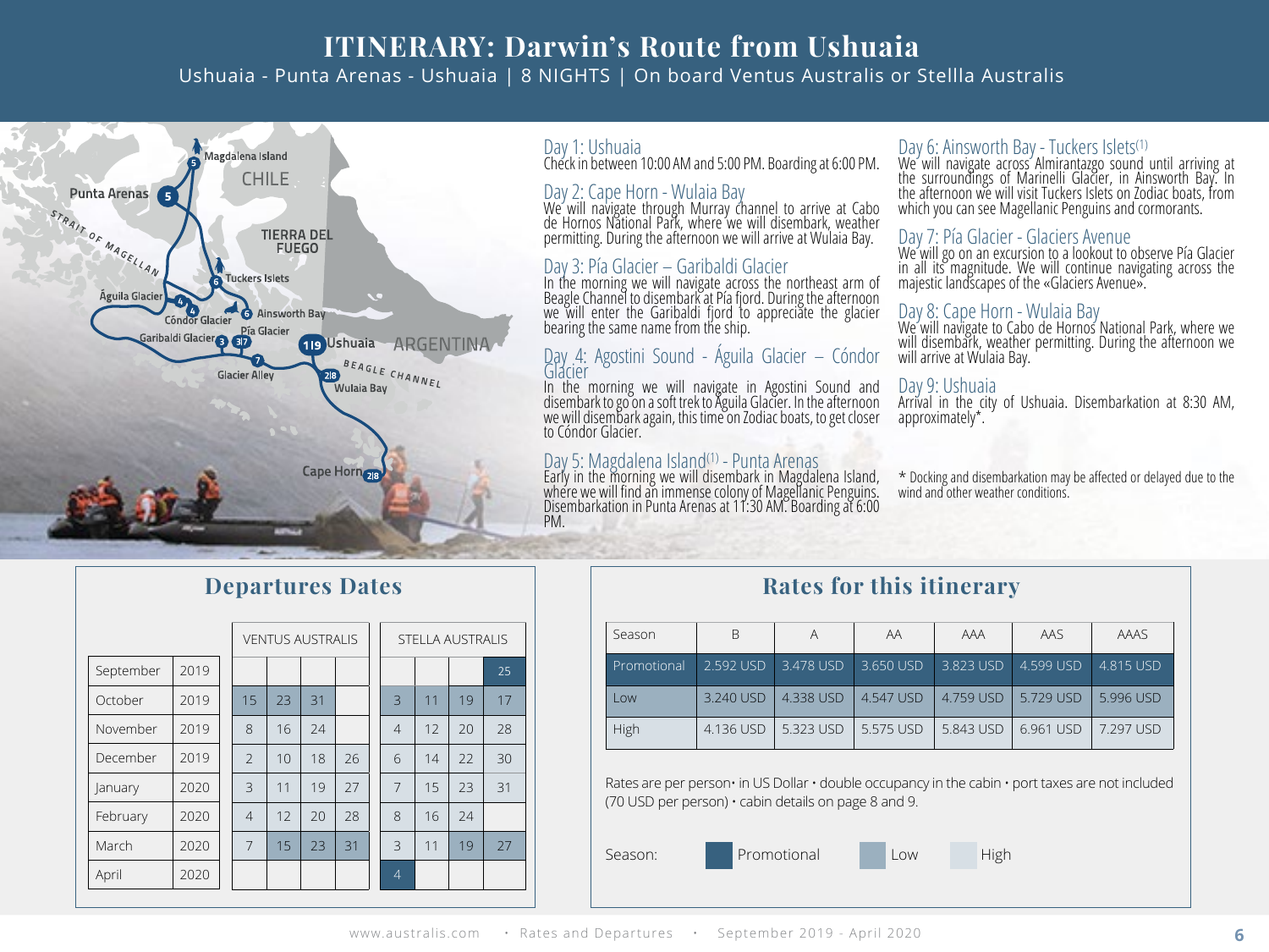# ITINERARY: Darwin's Route from Ushuaia

Ushuaia - Punta Arenas - Ushuaia | 8 NIGHTS | On board Ventus Australis or Stellla Australis

Day 1: Ushuaia
Check in between 10:00 AM and 5:00 PM. Boarding at 6:00 PM.

Day 2: Cape Horn - Wulaia Bay
We will navigate through Murray channel to arrive at Cabo de Hornos National Park, where we will disembark, weather permitting. During the afternoon we will arrive at Wulaia Bay.

Day 3: Pía Glacier – Garibaldi Glacier
In the morning we will navigate across the northeast arm of Beagle Channel to disembark at Pía fjord. During the afternoon we will enter the Garibaldi fjord to appreciate the glacier bearing the same name from the ship.

Day 4: Agostini Sound - Águila Glacier – Cóndor Glacier
In the morning we will navigate in Agostini Sound and disembark to go on a soft trek to Águila Glacier. In the afternoon we will disembark again, this time on Zodiac boats, to get closer to Cóndor Glacier.

Day 5: Magdalena Island[1] - Punta Arenas
Early in the morning we will disembark in Magdalena Island, where we will find an immense colony of Magellanic Penguins. Disembarkation in Punta Arenas at 11:30 AM. Boarding at 6:00 PM.

Day 6: Ainsworth Bay - Tuckers Islets[1]
We will navigate across Almirantazgo sound until arriving at the surroundings of Marinelli Glacier, in Ainsworth Bay. In the afternoon we will visit Tuckers Islets on Zodiac boats, from which you can see Magellanic Penguins and cormorants.

Day 7: Pía Glacier - Glaciers Avenue
We will go on an excursion to a lookout to observe Pía Glacier in all its magnitude. We will continue navigating across the majestic landscapes of the «Glaciers Avenue».

Day 8: Cape Horn - Wulaia Bay
We will navigate to Cabo de Hornos National Park, where we will disembark, weather permitting. During the afternoon we will arrive at Wulaia Bay.

Day 9: Ushuaia
Arrival in the city of Ushuaia. Disembarkation at 8:30 AM, approximately*.

\* Docking and disembarkation may be affected or delayed due to the wind and other weather conditions.

## Departures Dates

| Month | Year | VENTUS AUSTRALIS | | | | STELLA AUSTRALIS | | | |
|---|---|---|---|---|---|---|---|---|---|
| September | 2019 | | | | | | | | 25 |
| October | 2019 | 15 | 23 | 31 | | 3 | 11 | 19 | 17 |
| November | 2019 | 8 | 16 | 24 | | 4 | 12 | 20 | 28 |
| December | 2019 | 2 | 10 | 18 | 26 | 6 | 14 | 22 | 30 |
| January | 2020 | 3 | 11 | 19 | 27 | 7 | 15 | 23 | 31 |
| February | 2020 | 4 | 12 | 20 | 28 | 8 | 16 | 24 | |
| March | 2020 | 7 | 15 | 23 | 31 | 3 | 11 | 19 | 27 |
| April | 2020 | | | | | 4 | | | |

## Rates for this itinerary

| Season | B | A | AA | AAA | AAS | AAAS |
|---|---|---|---|---|---|---|
| Promotional | 2.592 USD | 3.478 USD | 3.650 USD | 3.823 USD | 4.599 USD | 4.815 USD |
| Low | 3.240 USD | 4.338 USD | 4.547 USD | 4.759 USD | 5.729 USD | 5.996 USD |
| High | 4.136 USD | 5.323 USD | 5.575 USD | 5.843 USD | 6.961 USD | 7.297 USD |

Rates are per person• in US Dollar • double occupancy in the cabin • port taxes are not included (70 USD per person) • cabin details on page 8 and 9.

Season: Promotional Low High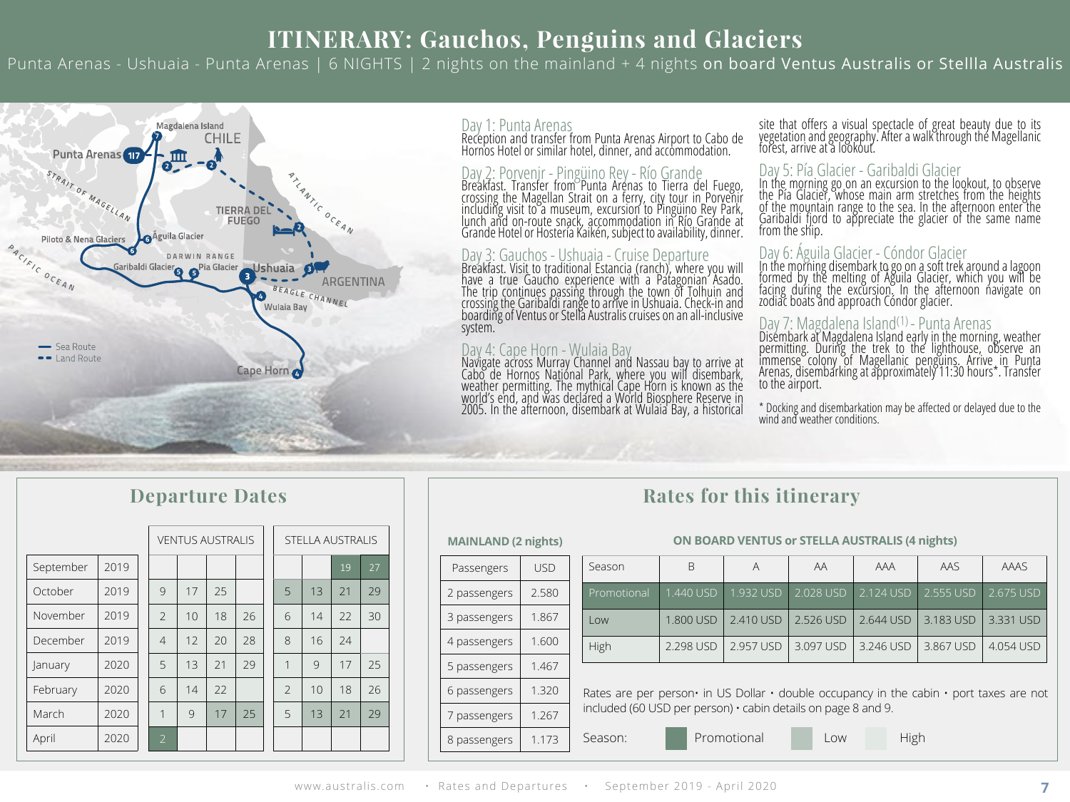# ITINERARY: Gauchos, Penguins and Glaciers

Punta Arenas - Ushuaia - Punta Arenas | 6 NIGHTS | 2 nights on the mainland + 4 nights on board Ventus Australis or Stellla Australis

Magdalena Island · CHILE · Punta Arenas · STRAIT OF MAGELLAN · TIERRA DEL FUEGO · ATLANTIC OCEAN · Piloto & Nena Glaciers · Águila Glacier · DARWIN RANGE · Garibaldi Glacier · Pia Glacier · Ushuaia · ARGENTINA · PACIFIC OCEAN · BEAGLE CHANNEL · Wulaia Bay · Cape Horn

Sea Route
Land Route

### Day 1: Punta Arenas

Reception and transfer from Punta Arenas Airport to Cabo de Hornos Hotel or similar hotel, dinner, and accommodation.

### Day 2: Porvenir - Pingüino Rey - Río Grande

Breakfast. Transfer from Punta Arenas to Tierra del Fuego, crossing the Magellan Strait on a ferry, city tour in Porvenir including visit to a museum, excursion to Pingüino Rey Park, lunch and on-route snack, accommodation in Río Grande at Grande Hotel or Hostería Kaikén, subject to availability, dinner.

### Day 3: Gauchos - Ushuaia - Cruise Departure

Breakfast. Visit to traditional Estancia (ranch), where you will have a true Gaucho experience with a Patagonian Asado. The trip continues passing through the town of Tolhuin and crossing the Garibaldi range to arrive in Ushuaia. Check-in and boarding of Ventus or Stella Australis cruises on an all-inclusive system.

### Day 4: Cape Horn - Wulaia Bay

Navigate across Murray Channel and Nassau bay to arrive at Cabo de Hornos National Park, where you will disembark, weather permitting. The mythical Cape Horn is known as the world's end, and was declared a World Biosphere Reserve in 2005. In the afternoon, disembark at Wulaia Bay, a historical site that offers a visual spectacle of great beauty due to its vegetation and geography. After a walk through the Magellanic forest, arrive at a lookout.

### Day 5: Pía Glacier - Garibaldi Glacier

In the morning go on an excursion to the lookout, to observe the Pía Glacier, whose main arm stretches from the heights of the mountain range to the sea. In the afternoon enter the Garibaldi fjord to appreciate the glacier of the same name from the ship.

### Day 6: Águila Glacier - Cóndor Glacier

In the morning disembark to go on a soft trek around a lagoon formed by the melting of Águila Glacier, which you will be facing during the excursion. In the afternoon navigate on zodiac boats and approach Cóndor glacier.

### Day 7: Magdalena Island(1) - Punta Arenas

Disembark at Magdalena Island early in the morning, weather permitting. During the trek to the lighthouse, observe an immense colony of Magellanic penguins. Arrive in Punta Arenas, disembarking at approximately 11:30 hours*. Transfer to the airport.

\* Docking and disembarkation may be affected or delayed due to the wind and weather conditions.

## Departure Dates

| | | VENTUS AUSTRALIS | | | | STELLA AUSTRALIS | | | |
|---|---|---|---|---|---|---|---|---|---|
| September | 2019 | | | | | | | 19 | 27 |
| October | 2019 | 9 | 17 | 25 | | 5 | 13 | 21 | 29 |
| November | 2019 | 2 | 10 | 18 | 26 | 6 | 14 | 22 | 30 |
| December | 2019 | 4 | 12 | 20 | 28 | 8 | 16 | 24 | |
| January | 2020 | 5 | 13 | 21 | 29 | 1 | 9 | 17 | 25 |
| February | 2020 | 6 | 14 | 22 | | 2 | 10 | 18 | 26 |
| March | 2020 | 1 | 9 | 17 | 25 | 5 | 13 | 21 | 29 |
| April | 2020 | 2 | | | | | | | |

## Rates for this itinerary

**MAINLAND (2 nights)**

| Passengers | USD |
|---|---|
| 2 passengers | 2.580 |
| 3 passengers | 1.867 |
| 4 passengers | 1.600 |
| 5 passengers | 1.467 |
| 6 passengers | 1.320 |
| 7 passengers | 1.267 |
| 8 passengers | 1.173 |

**ON BOARD VENTUS or STELLA AUSTRALIS (4 nights)**

| Season | B | A | AA | AAA | AAS | AAAS |
|---|---|---|---|---|---|---|
| Promotional | 1.440 USD | 1.932 USD | 2.028 USD | 2.124 USD | 2.555 USD | 2.675 USD |
| Low | 1.800 USD | 2.410 USD | 2.526 USD | 2.644 USD | 3.183 USD | 3.331 USD |
| High | 2.298 USD | 2.957 USD | 3.097 USD | 3.246 USD | 3.867 USD | 4.054 USD |

Rates are per person • in US Dollar • double occupancy in the cabin • port taxes are not included (60 USD per person) • cabin details on page 8 and 9.

Season: Promotional · Low · High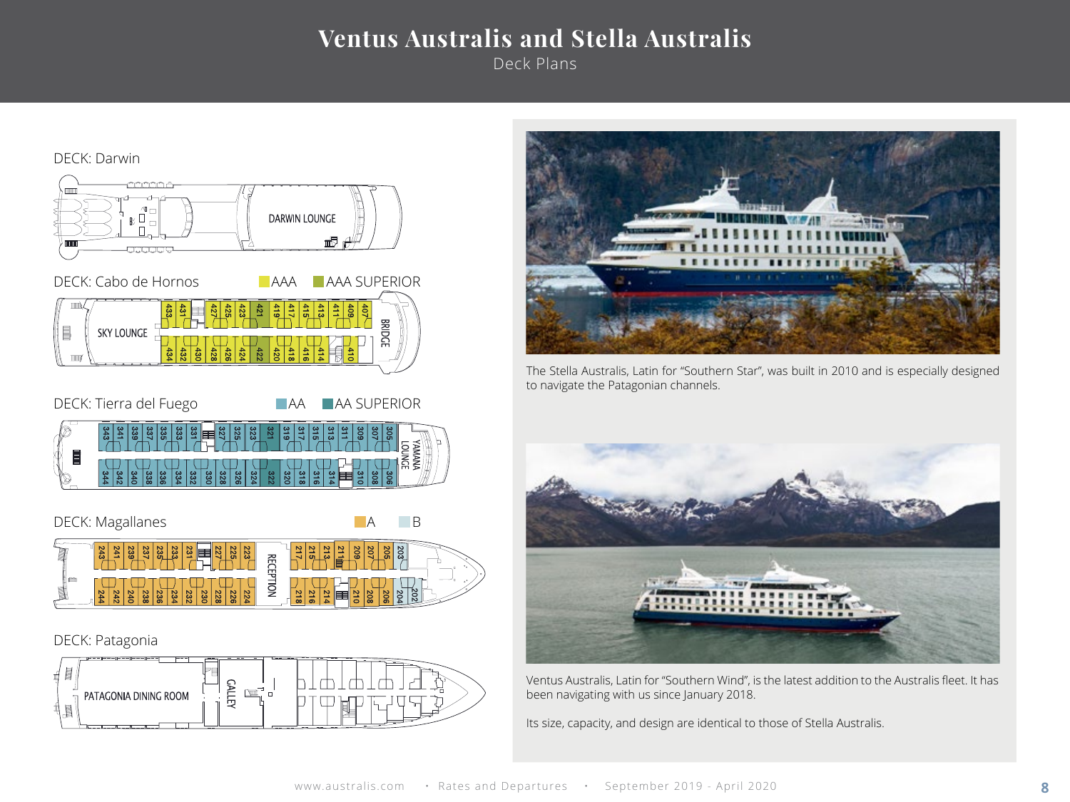# Ventus Australis and Stella Australis

Deck Plans

DECK: Darwin

DARWIN LOUNGE

DECK: Cabo de Hornos

AAA | AAA SUPERIOR

SKY LOUNGE

433 431 427 425 423 421 419 417 415 413 411 409 407

434 432 430 428 426 424 422 420 418 416 414 410

BRIDGE

DECK: Tierra del Fuego

AA | AA SUPERIOR

343 341 339 337 335 333 331 327 325 323 321 319 317 315 313 311 309 307 305

344 342 340 338 336 334 332 330 328 326 324 322 320 318 316 314 310 308 306

YAMANA LOUNGE

DECK: Magallanes

A | B

243 241 239 237 235 233 231 227 225 223 217 215 213 211 209 207 205 203

244 242 240 238 236 234 232 230 228 226 224 218 216 214 210 208 206 204 202

RECEPTION

DECK: Patagonia

PATAGONIA DINING ROOM

GALLEY

The Stella Australis, Latin for "Southern Star", was built in 2010 and is especially designed to navigate the Patagonian channels.

Ventus Australis, Latin for "Southern Wind", is the latest addition to the Australis fleet. It has been navigating with us since January 2018.

Its size, capacity, and design are identical to those of Stella Australis.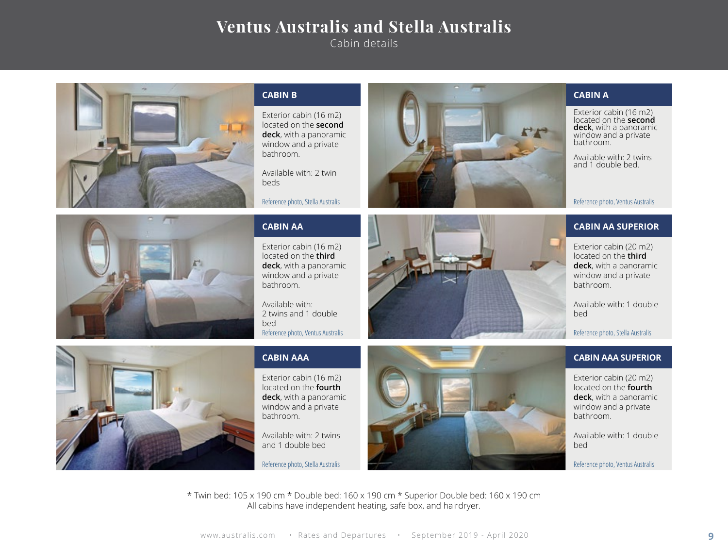# Ventus Australis and Stella Australis

Cabin details

## CABIN B

Exterior cabin (16 m2) located on the **second deck**, with a panoramic window and a private bathroom.

Available with: 2 twin beds

Reference photo, Stella Australis

## CABIN A

Exterior cabin (16 m2) located on the **second deck**, with a panoramic window and a private bathroom.

Available with: 2 twins and 1 double bed.

Reference photo, Ventus Australis

## CABIN AA

Exterior cabin (16 m2) located on the **third deck**, with a panoramic window and a private bathroom.

Available with:
2 twins and 1 double bed

Reference photo, Ventus Australis

## CABIN AA SUPERIOR

Exterior cabin (20 m2) located on the **third deck**, with a panoramic window and a private bathroom.

Available with: 1 double bed

Reference photo, Stella Australis

## CABIN AAA

Exterior cabin (16 m2) located on the **fourth deck**, with a panoramic window and a private bathroom.

Available with: 2 twins and 1 double bed

Reference photo, Stella Australis

## CABIN AAA SUPERIOR

Exterior cabin (20 m2) located on the **fourth deck**, with a panoramic window and a private bathroom.

Available with: 1 double bed

Reference photo, Ventus Australis

* Twin bed: 105 x 190 cm * Double bed: 160 x 190 cm * Superior Double bed: 160 x 190 cm
All cabins have independent heating, safe box, and hairdryer.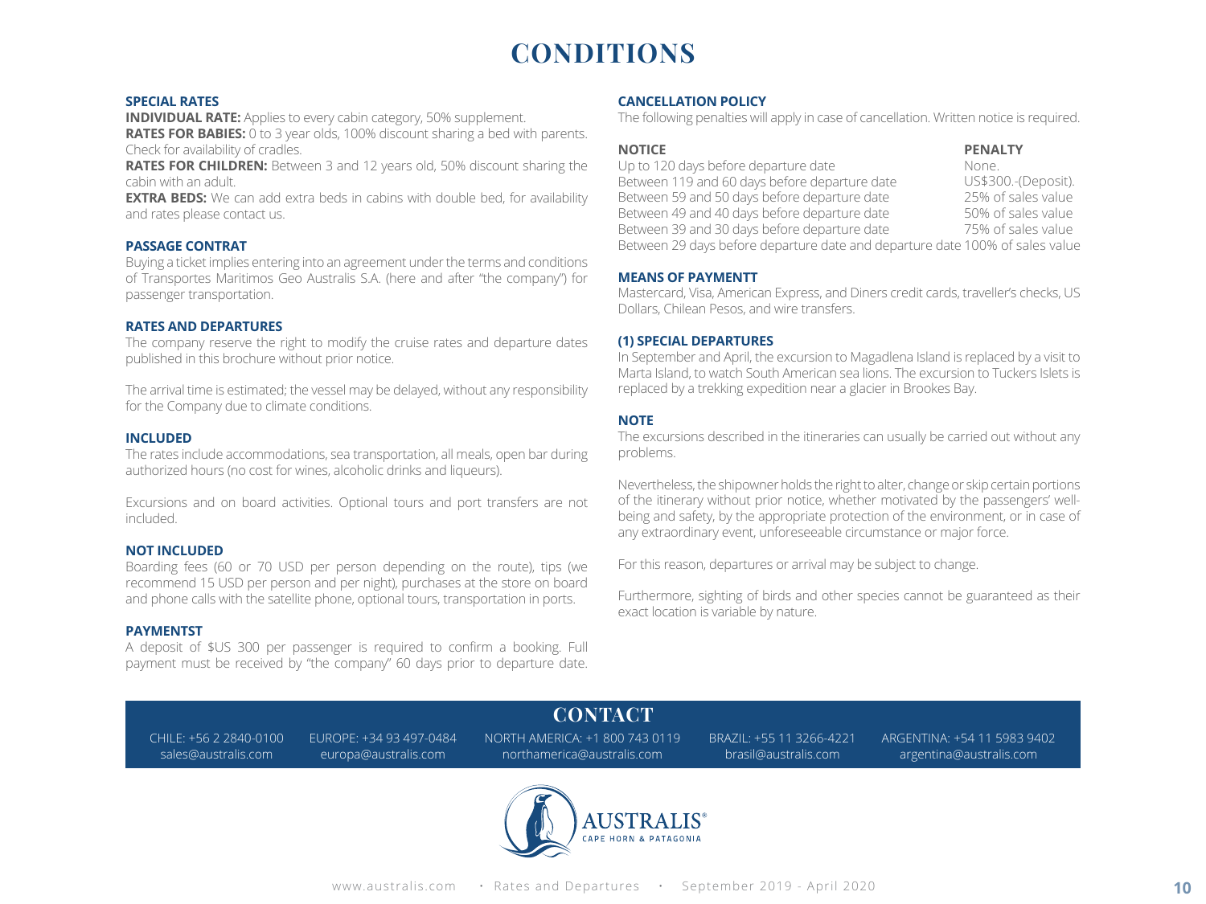# CONDITIONS

### SPECIAL RATES

**INDIVIDUAL RATE:** Applies to every cabin category, 50% supplement.
**RATES FOR BABIES:** 0 to 3 year olds, 100% discount sharing a bed with parents. Check for availability of cradles.
**RATES FOR CHILDREN:** Between 3 and 12 years old, 50% discount sharing the cabin with an adult.
**EXTRA BEDS:** We can add extra beds in cabins with double bed, for availability and rates please contact us.

### PASSAGE CONTRAT

Buying a ticket implies entering into an agreement under the terms and conditions of Transportes Maritimos Geo Australis S.A. (here and after "the company") for passenger transportation.

### RATES AND DEPARTURES

The company reserve the right to modify the cruise rates and departure dates published in this brochure without prior notice.

The arrival time is estimated; the vessel may be delayed, without any responsibility for the Company due to climate conditions.

### INCLUDED

The rates include accommodations, sea transportation, all meals, open bar during authorized hours (no cost for wines, alcoholic drinks and liqueurs).

Excursions and on board activities. Optional tours and port transfers are not included.

### NOT INCLUDED

Boarding fees (60 or 70 USD per person depending on the route), tips (we recommend 15 USD per person and per night), purchases at the store on board and phone calls with the satellite phone, optional tours, transportation in ports.

### PAYMENTST

A deposit of $US 300 per passenger is required to confirm a booking. Full payment must be received by "the company" 60 days prior to departure date.

### CANCELLATION POLICY

The following penalties will apply in case of cancellation. Written notice is required.

| NOTICE | PENALTY |
|---|---|
| Up to 120 days before departure date | None. |
| Between 119 and 60 days before departure date | US$300.-(Deposit). |
| Between 59 and 50 days before departure date | 25% of sales value |
| Between 49 and 40 days before departure date | 50% of sales value |
| Between 39 and 30 days before departure date | 75% of sales value |
| Between 29 days before departure date and departure date | 100% of sales value |

### MEANS OF PAYMENTT

Mastercard, Visa, American Express, and Diners credit cards, traveller's checks, US Dollars, Chilean Pesos, and wire transfers.

### (1) SPECIAL DEPARTURES

In September and April, the excursion to Magadlena Island is replaced by a visit to Marta Island, to watch South American sea lions. The excursion to Tuckers Islets is replaced by a trekking expedition near a glacier in Brookes Bay.

### NOTE

The excursions described in the itineraries can usually be carried out without any problems.

Nevertheless, the shipowner holds the right to alter, change or skip certain portions of the itinerary without prior notice, whether motivated by the passengers' well-being and safety, by the appropriate protection of the environment, or in case of any extraordinary event, unforeseeable circumstance or major force.

For this reason, departures or arrival may be subject to change.

Furthermore, sighting of birds and other species cannot be guaranteed as their exact location is variable by nature.

## CONTACT

CHILE: +56 2 2840-0100
sales@australis.com

EUROPE: +34 93 497-0484
europa@australis.com

NORTH AMERICA: +1 800 743 0119
northamerica@australis.com

BRAZIL: +55 11 3266-4221
brasil@australis.com

ARGENTINA: +54 11 5983 9402
argentina@australis.com

AUSTRALIS®
CAPE HORN & PATAGONIA

www.australis.com • Rates and Departures • September 2019 - April 2020